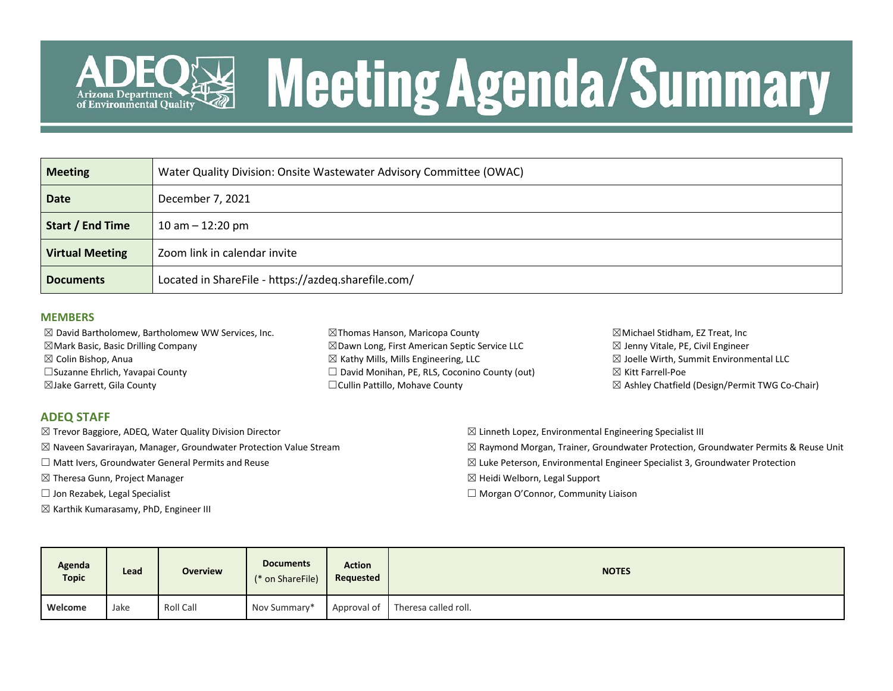# Meeting Agenda/Summary

ADEQ Arizona Department of Environmental Quality

| **Meeting** | Water Quality Division: Onsite Wastewater Advisory Committee (OWAC) |
|---|---|
| **Date** | December 7, 2021 |
| **Start / End Time** | 10 am – 12:20 pm |
| **Virtual Meeting** | Zoom link in calendar invite |
| **Documents** | Located in ShareFile - https://azdeq.sharefile.com/ |

## MEMBERS

☒ David Bartholomew, Bartholomew WW Services, Inc.
☒Mark Basic, Basic Drilling Company
☒ Colin Bishop, Anua
☐Suzanne Ehrlich, Yavapai County
☒Jake Garrett, Gila County
☒Thomas Hanson, Maricopa County
☒Dawn Long, First American Septic Service LLC
☒ Kathy Mills, Mills Engineering, LLC
☐ David Monihan, PE, RLS, Coconino County (out)
☐Cullin Pattillo, Mohave County
☒Michael Stidham, EZ Treat, Inc
☒ Jenny Vitale, PE, Civil Engineer
☒ Joelle Wirth, Summit Environmental LLC
☒ Kitt Farrell-Poe
☒ Ashley Chatfield (Design/Permit TWG Co-Chair)

## ADEQ STAFF

☒ Trevor Baggiore, ADEQ, Water Quality Division Director
☒ Naveen Savarirayan, Manager, Groundwater Protection Value Stream
☐ Matt Ivers, Groundwater General Permits and Reuse
☒ Theresa Gunn, Project Manager
☐ Jon Rezabek, Legal Specialist
☒ Karthik Kumarasamy, PhD, Engineer III
☒ Linneth Lopez, Environmental Engineering Specialist III
☒ Raymond Morgan, Trainer, Groundwater Protection, Groundwater Permits & Reuse Unit
☒ Luke Peterson, Environmental Engineer Specialist 3, Groundwater Protection
☒ Heidi Welborn, Legal Support
☐ Morgan O'Connor, Community Liaison

| Agenda Topic | Lead | Overview | Documents (* on ShareFile) | Action Requested | NOTES |
|---|---|---|---|---|---|
| **Welcome** | Jake | Roll Call | Nov Summary* | Approval of | Theresa called roll. |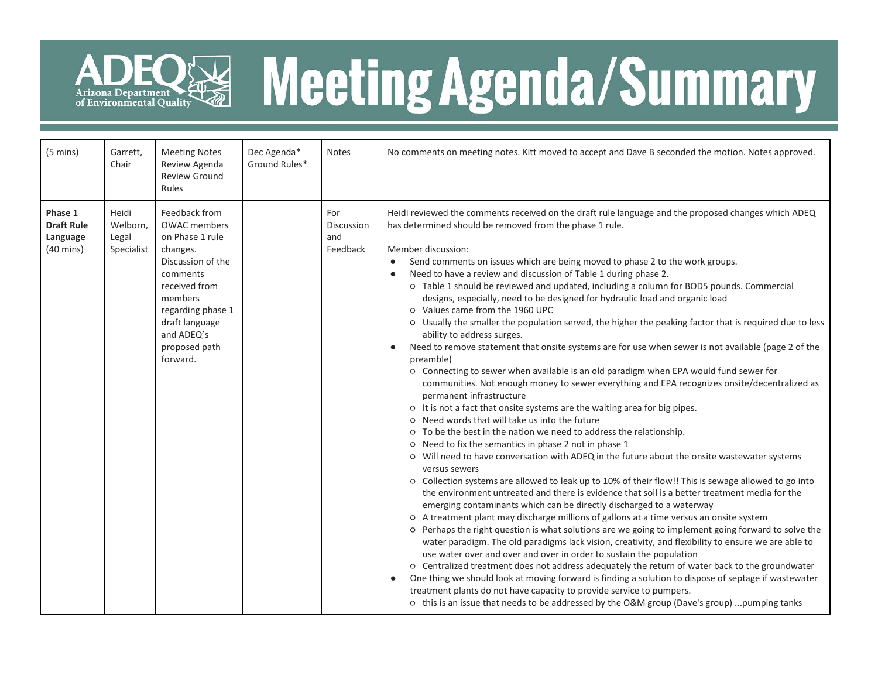| (5 mins) | Garrett, Chair | Meeting Notes Review Agenda Review Ground Rules | Dec Agenda* Ground Rules* | Notes | No comments on meeting notes. Kitt moved to accept and Dave B seconded the motion. Notes approved. |
|---|---|---|---|---|---|
| **Phase 1 Draft Rule Language** (40 mins) | Heidi Welborn, Legal Specialist | Feedback from OWAC members on Phase 1 rule changes. Discussion of the comments received from members regarding phase 1 draft language and ADEQ's proposed path forward. | | For Discussion and Feedback | Heidi reviewed the comments received on the draft rule language and the proposed changes which ADEQ has determined should be removed from the phase 1 rule.<br><br>Member discussion:<br>● Send comments on issues which are being moved to phase 2 to the work groups.<br>● Need to have a review and discussion of Table 1 during phase 2.<br>&nbsp;&nbsp;○ Table 1 should be reviewed and updated, including a column for BOD5 pounds. Commercial designs, especially, need to be designed for hydraulic load and organic load<br>&nbsp;&nbsp;○ Values came from the 1960 UPC<br>&nbsp;&nbsp;○ Usually the smaller the population served, the higher the peaking factor that is required due to less ability to address surges.<br>● Need to remove statement that onsite systems are for use when sewer is not available (page 2 of the preamble)<br>&nbsp;&nbsp;○ Connecting to sewer when available is an old paradigm when EPA would fund sewer for communities. Not enough money to sewer everything and EPA recognizes onsite/decentralized as permanent infrastructure<br>&nbsp;&nbsp;○ It is not a fact that onsite systems are the waiting area for big pipes.<br>&nbsp;&nbsp;○ Need words that will take us into the future<br>&nbsp;&nbsp;○ To be the best in the nation we need to address the relationship.<br>&nbsp;&nbsp;○ Need to fix the semantics in phase 2 not in phase 1<br>&nbsp;&nbsp;○ Will need to have conversation with ADEQ in the future about the onsite wastewater systems versus sewers<br>&nbsp;&nbsp;○ Collection systems are allowed to leak up to 10% of their flow!! This is sewage allowed to go into the environment untreated and there is evidence that soil is a better treatment media for the emerging contaminants which can be directly discharged to a waterway<br>&nbsp;&nbsp;○ A treatment plant may discharge millions of gallons at a time versus an onsite system<br>&nbsp;&nbsp;○ Perhaps the right question is what solutions are we going to implement going forward to solve the water paradigm. The old paradigms lack vision, creativity, and flexibility to ensure we are able to use water over and over and over in order to sustain the population<br>&nbsp;&nbsp;○ Centralized treatment does not address adequately the return of water back to the groundwater<br>● One thing we should look at moving forward is finding a solution to dispose of septage if wastewater treatment plants do not have capacity to provide service to pumpers.<br>&nbsp;&nbsp;○ this is an issue that needs to be addressed by the O&M group (Dave's group) ...pumping tanks |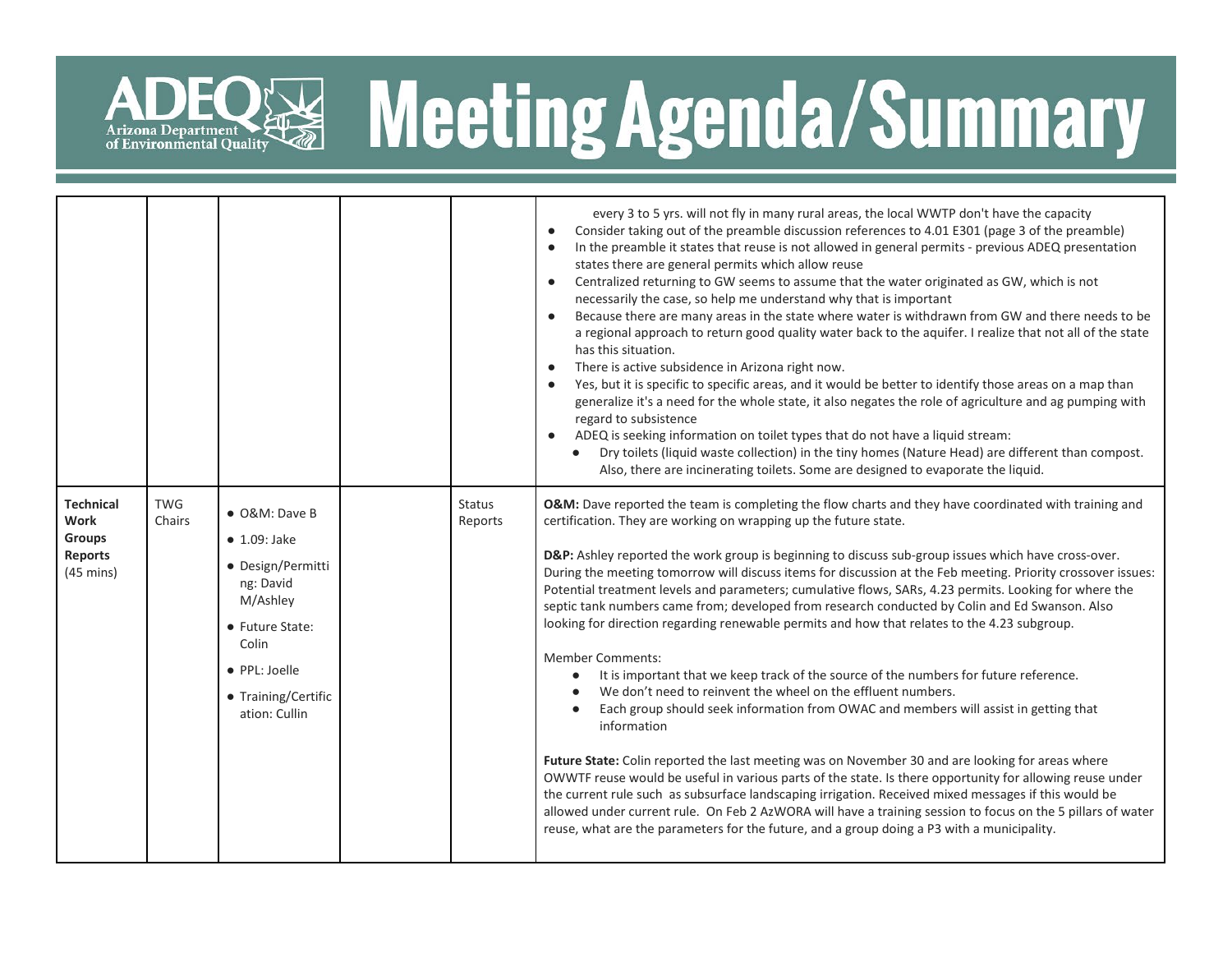| | | | | | |
|---|---|---|---|---|---|
| | | | | | every 3 to 5 yrs. will not fly in many rural areas, the local WWTP don't have the capacity<br>● Consider taking out of the preamble discussion references to 4.01 E301 (page 3 of the preamble)<br>● In the preamble it states that reuse is not allowed in general permits - previous ADEQ presentation states there are general permits which allow reuse<br>● Centralized returning to GW seems to assume that the water originated as GW, which is not necessarily the case, so help me understand why that is important<br>● Because there are many areas in the state where water is withdrawn from GW and there needs to be a regional approach to return good quality water back to the aquifer. I realize that not all of the state has this situation.<br>● There is active subsidence in Arizona right now.<br>● Yes, but it is specific to specific areas, and it would be better to identify those areas on a map than generalize it's a need for the whole state, it also negates the role of agriculture and ag pumping with regard to subsistence<br>● ADEQ is seeking information on toilet types that do not have a liquid stream:<br>&nbsp;&nbsp;&nbsp;&nbsp;● Dry toilets (liquid waste collection) in the tiny homes (Nature Head) are different than compost. Also, there are incinerating toilets. Some are designed to evaporate the liquid. |
| **Technical Work Groups Reports** (45 mins) | TWG Chairs | ● O&M: Dave B<br>● 1.09: Jake<br>● Design/Permitting: David M/Ashley<br>● Future State: Colin<br>● PPL: Joelle<br>● Training/Certification: Cullin | | Status Reports | **O&M:** Dave reported the team is completing the flow charts and they have coordinated with training and certification. They are working on wrapping up the future state.<br><br>**D&P:** Ashley reported the work group is beginning to discuss sub-group issues which have cross-over. During the meeting tomorrow will discuss items for discussion at the Feb meeting. Priority crossover issues: Potential treatment levels and parameters; cumulative flows, SARs, 4.23 permits. Looking for where the septic tank numbers came from; developed from research conducted by Colin and Ed Swanson. Also looking for direction regarding renewable permits and how that relates to the 4.23 subgroup.<br><br>Member Comments:<br>● It is important that we keep track of the source of the numbers for future reference.<br>● We don't need to reinvent the wheel on the effluent numbers.<br>● Each group should seek information from OWAC and members will assist in getting that information<br><br>**Future State:** Colin reported the last meeting was on November 30 and are looking for areas where OWWTF reuse would be useful in various parts of the state. Is there opportunity for allowing reuse under the current rule such as subsurface landscaping irrigation. Received mixed messages if this would be allowed under current rule. On Feb 2 AzWORA will have a training session to focus on the 5 pillars of water reuse, what are the parameters for the future, and a group doing a P3 with a municipality. |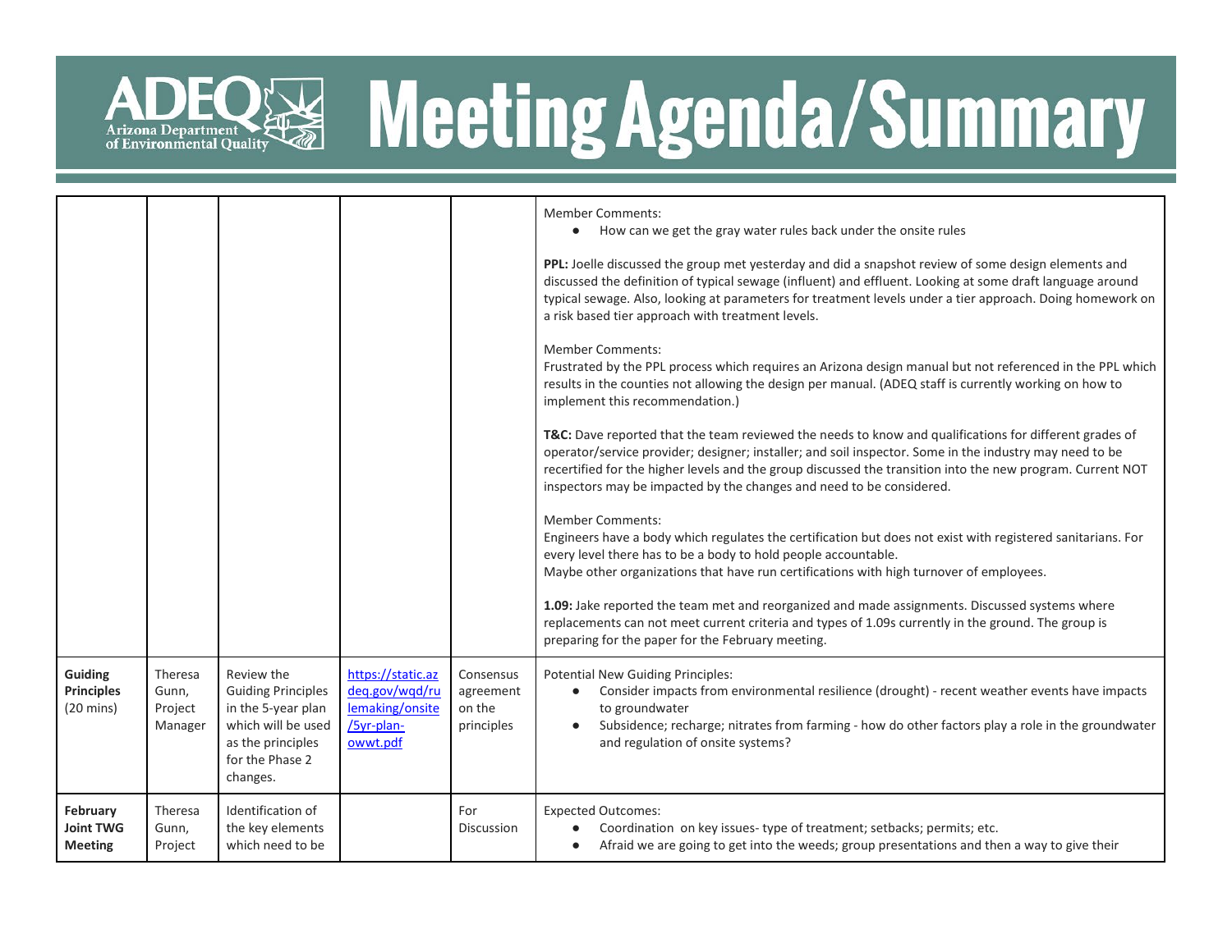| | | | | | Member Comments:<br>● How can we get the gray water rules back under the onsite rules<br><br>**PPL:** Joelle discussed the group met yesterday and did a snapshot review of some design elements and discussed the definition of typical sewage (influent) and effluent. Looking at some draft language around typical sewage. Also, looking at parameters for treatment levels under a tier approach. Doing homework on a risk based tier approach with treatment levels.<br><br>Member Comments:<br>Frustrated by the PPL process which requires an Arizona design manual but not referenced in the PPL which results in the counties not allowing the design per manual. (ADEQ staff is currently working on how to implement this recommendation.)<br><br>**T&C:** Dave reported that the team reviewed the needs to know and qualifications for different grades of operator/service provider; designer; installer; and soil inspector. Some in the industry may need to be recertified for the higher levels and the group discussed the transition into the new program. Current NOT inspectors may be impacted by the changes and need to be considered.<br><br>Member Comments:<br>Engineers have a body which regulates the certification but does not exist with registered sanitarians. For every level there has to be a body to hold people accountable.<br>Maybe other organizations that have run certifications with high turnover of employees.<br><br>**1.09:** Jake reported the team met and reorganized and made assignments. Discussed systems where replacements can not meet current criteria and types of 1.09s currently in the ground. The group is preparing for the paper for the February meeting. |
|---|---|---|---|---|---|
| **Guiding Principles** (20 mins) | Theresa Gunn, Project Manager | Review the Guiding Principles in the 5-year plan which will be used as the principles for the Phase 2 changes. | https://static.azdeq.gov/wqd/rulemaking/onsite/5yr-plan-owwt.pdf | Consensus agreement on the principles | Potential New Guiding Principles:<br>● Consider impacts from environmental resilience (drought) - recent weather events have impacts to groundwater<br>● Subsidence; recharge; nitrates from farming - how do other factors play a role in the groundwater and regulation of onsite systems? |
| **February Joint TWG Meeting** | Theresa Gunn, Project | Identification of the key elements which need to be | | For Discussion | Expected Outcomes:<br>● Coordination on key issues- type of treatment; setbacks; permits; etc.<br>● Afraid we are going to get into the weeds; group presentations and then a way to give their |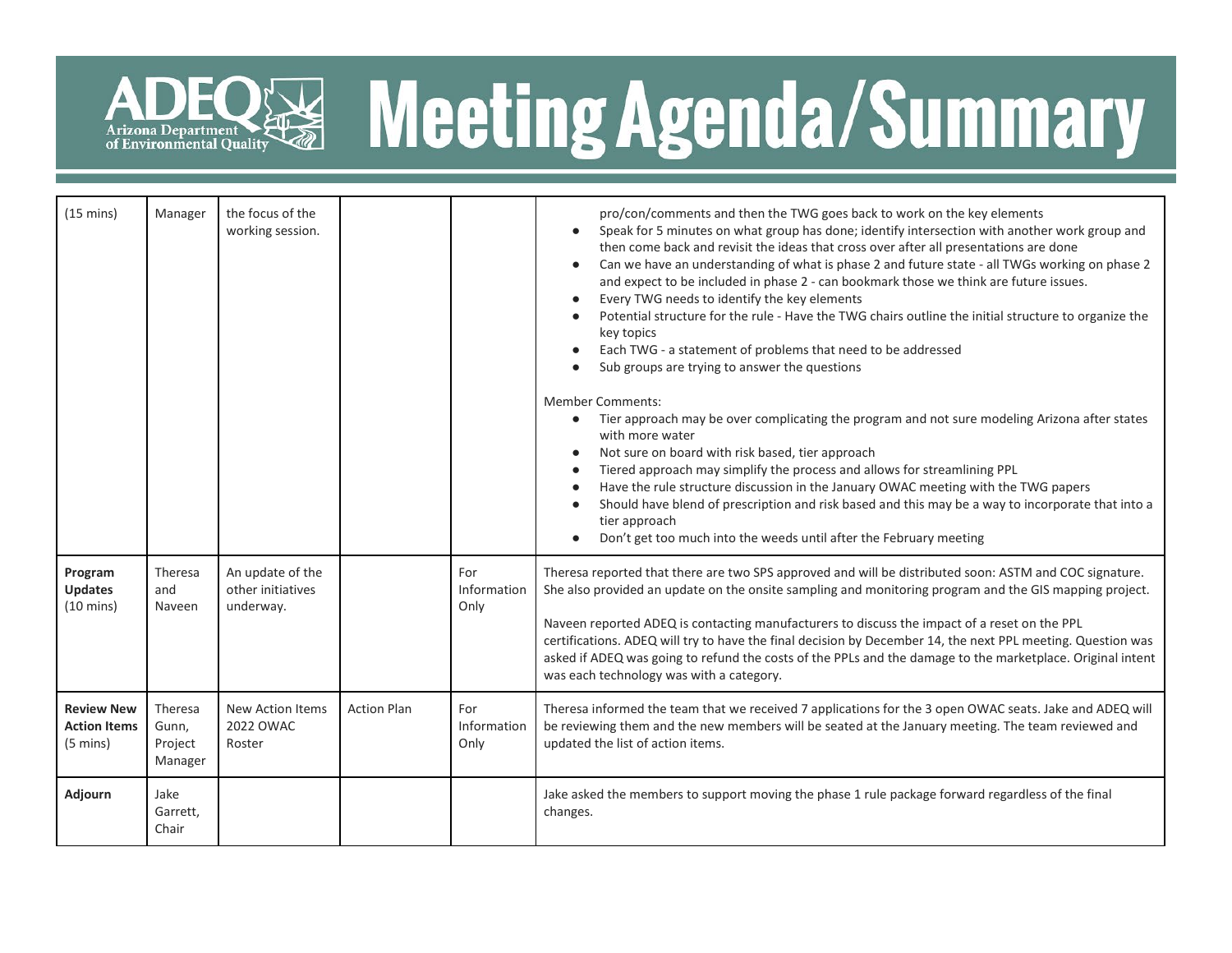# Meeting Agenda/Summary

| | | | | | |
|---|---|---|---|---|---|
| (15 mins) | Manager | the focus of the working session. | | | pro/con/comments and then the TWG goes back to work on the key elements<br>● Speak for 5 minutes on what group has done; identify intersection with another work group and then come back and revisit the ideas that cross over after all presentations are done<br>● Can we have an understanding of what is phase 2 and future state - all TWGs working on phase 2 and expect to be included in phase 2 - can bookmark those we think are future issues.<br>● Every TWG needs to identify the key elements<br>● Potential structure for the rule - Have the TWG chairs outline the initial structure to organize the key topics<br>● Each TWG - a statement of problems that need to be addressed<br>● Sub groups are trying to answer the questions<br><br>Member Comments:<br>● Tier approach may be over complicating the program and not sure modeling Arizona after states with more water<br>● Not sure on board with risk based, tier approach<br>● Tiered approach may simplify the process and allows for streamlining PPL<br>● Have the rule structure discussion in the January OWAC meeting with the TWG papers<br>● Should have blend of prescription and risk based and this may be a way to incorporate that into a tier approach<br>● Don't get too much into the weeds until after the February meeting |
| **Program Updates** (10 mins) | Theresa and Naveen | An update of the other initiatives underway. | | For Information Only | Theresa reported that there are two SPS approved and will be distributed soon: ASTM and COC signature. She also provided an update on the onsite sampling and monitoring program and the GIS mapping project.<br><br>Naveen reported ADEQ is contacting manufacturers to discuss the impact of a reset on the PPL certifications. ADEQ will try to have the final decision by December 14, the next PPL meeting. Question was asked if ADEQ was going to refund the costs of the PPLs and the damage to the marketplace. Original intent was each technology was with a category. |
| **Review New Action Items** (5 mins) | Theresa Gunn, Project Manager | New Action Items 2022 OWAC Roster | Action Plan | For Information Only | Theresa informed the team that we received 7 applications for the 3 open OWAC seats. Jake and ADEQ will be reviewing them and the new members will be seated at the January meeting. The team reviewed and updated the list of action items. |
| **Adjourn** | Jake Garrett, Chair | | | | Jake asked the members to support moving the phase 1 rule package forward regardless of the final changes. |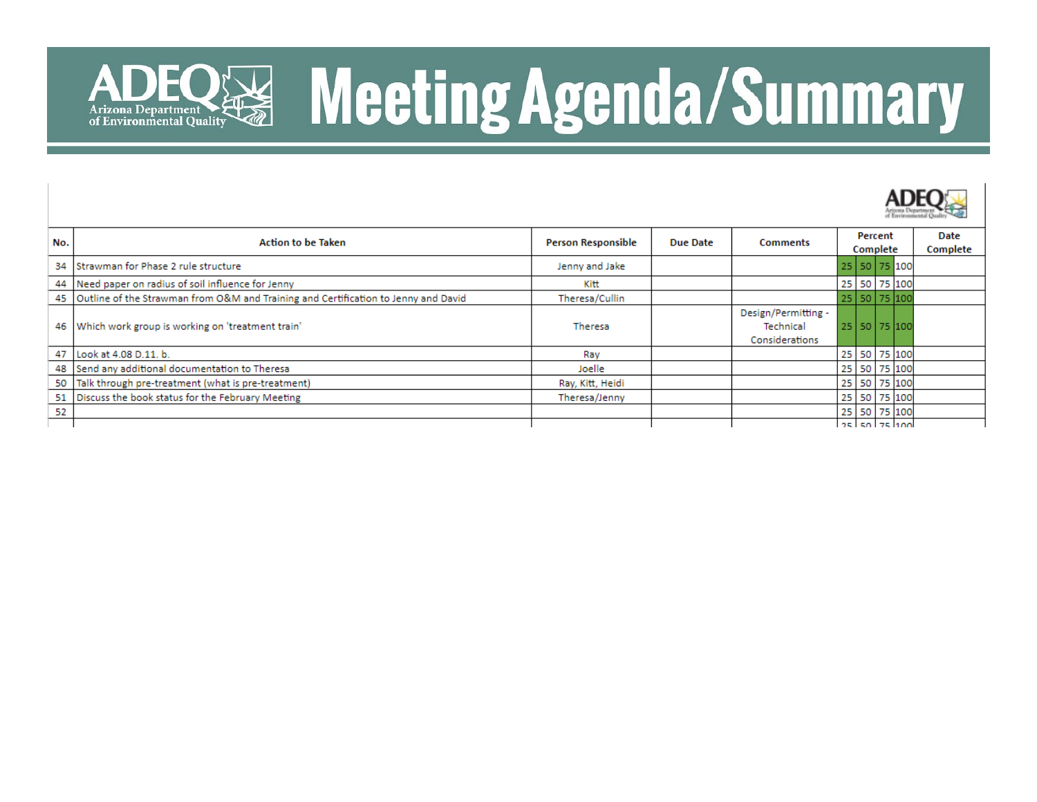# Meeting Agenda/Summary

| No. | Action to be Taken | Person Responsible | Due Date | Comments | Percent Complete | | | | Date Complete |
|---|---|---|---|---|---|---|---|---|---|
| 34 | Strawman for Phase 2 rule structure | Jenny and Jake | | | 25 | 50 | 75 | 100 | |
| 44 | Need paper on radius of soil influence for Jenny | Kitt | | | 25 | 50 | 75 | 100 | |
| 45 | Outline of the Strawman from O&M and Training and Certification to Jenny and David | Theresa/Cullin | | | 25 | 50 | 75 | 100 | |
| 46 | Which work group is working on 'treatment train' | Theresa | | Design/Permitting - Technical Considerations | 25 | 50 | 75 | 100 | |
| 47 | Look at 4.08 D.11. b. | Ray | | | 25 | 50 | 75 | 100 | |
| 48 | Send any additional documentation to Theresa | Joelle | | | 25 | 50 | 75 | 100 | |
| 50 | Talk through pre-treatment (what is pre-treatment) | Ray, Kitt, Heidi | | | 25 | 50 | 75 | 100 | |
| 51 | Discuss the book status for the February Meeting | Theresa/Jenny | | | 25 | 50 | 75 | 100 | |
| 52 | | | | | 25 | 50 | 75 | 100 | |
| | | | | | 25 | 50 | 75 | 100 | |